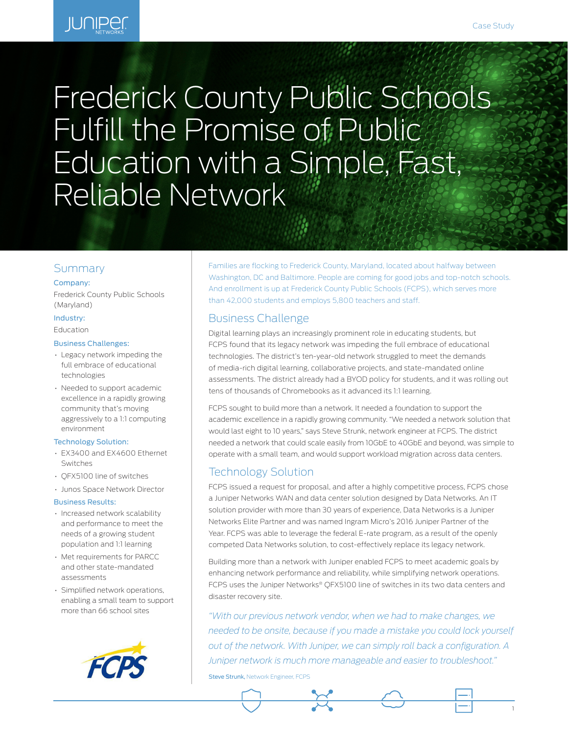Case Study

# Frederick County Public Schools Fulfill the Promise of Public Education with a Simple, Fast, Reliable Network

## Summary

**Company:**

Frederick County Public Schools (Maryland)

**Industry:**

Education

**Business Challenges:**

- Legacy network impeding the full embrace of educational technologies
- Needed to support academic excellence in a rapidly growing community that's moving aggressively to a 1:1 computing environment

**Technology Solution:**

- EX3400 and EX4600 Ethernet Switches
- QFX5100 line of switches
- Junos Space Network Director

**Business Results:**

- Increased network scalability and performance to meet the needs of a growing student population and 1:1 learning
- Met requirements for PARCC and other state-mandated assessments
- Simplified network operations, enabling a small team to support more than 66 school sites

Families are flocking to Frederick County, Maryland, located about halfway between Washington, DC and Baltimore. People are coming for good jobs and top-notch schools. And enrollment is up at Frederick County Public Schools (FCPS), which serves more than 42,000 students and employs 5,800 teachers and staff.

## Business Challenge

Digital learning plays an increasingly prominent role in educating students, but FCPS found that its legacy network was impeding the full embrace of educational technologies. The district's ten-year-old network struggled to meet the demands of media-rich digital learning, collaborative projects, and state-mandated online assessments. The district already had a BYOD policy for students, and it was rolling out tens of thousands of Chromebooks as it advanced its 1:1 learning.

FCPS sought to build more than a network. It needed a foundation to support the academic excellence in a rapidly growing community. "We needed a network solution that would last eight to 10 years," says Steve Strunk, network engineer at FCPS. The district needed a network that could scale easily from 10GbE to 40GbE and beyond, was simple to operate with a small team, and would support workload migration across data centers.

## Technology Solution

FCPS issued a request for proposal, and after a highly competitive process, FCPS chose a Juniper Networks WAN and data center solution designed by Data Networks. An IT solution provider with more than 30 years of experience, Data Networks is a Juniper Networks Elite Partner and was named Ingram Micro's 2016 Juniper Partner of the Year. FCPS was able to leverage the federal E-rate program, as a result of the openly competed Data Networks solution, to cost-effectively replace its legacy network.

Building more than a network with Juniper enabled FCPS to meet academic goals by enhancing network performance and reliability, while simplifying network operations. FCPS uses the Juniper Networks® QFX5100 line of switches in its two data centers and disaster recovery site.

*"With our previous network vendor, when we had to make changes, we needed to be onsite, because if you made a mistake you could lock yourself out of the network. With Juniper, we can simply roll back a configuration. A Juniper network is much more manageable and easier to troubleshoot."*

**Steve Strunk,** Network Engineer, FCPS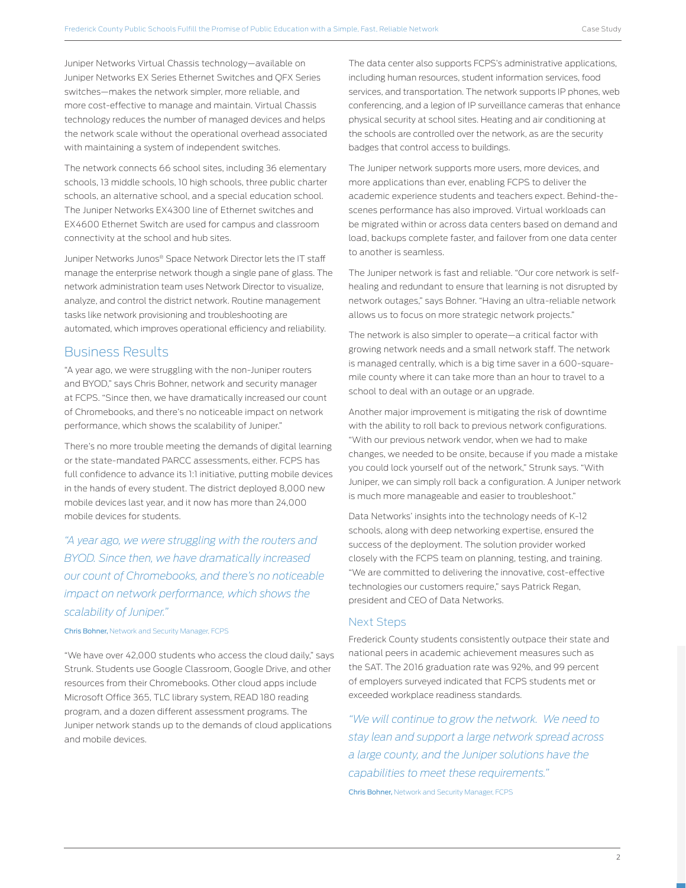Juniper Networks Virtual Chassis technology—available on Juniper Networks EX Series Ethernet Switches and QFX Series switches—makes the network simpler, more reliable, and more cost-effective to manage and maintain. Virtual Chassis technology reduces the number of managed devices and helps the network scale without the operational overhead associated with maintaining a system of independent switches.

The network connects 66 school sites, including 36 elementary schools, 13 middle schools, 10 high schools, three public charter schools, an alternative school, and a special education school. The Juniper Networks EX4300 line of Ethernet switches and EX4600 Ethernet Switch are used for campus and classroom connectivity at the school and hub sites.

Juniper Networks Junos® Space Network Director lets the IT staff manage the enterprise network though a single pane of glass. The network administration team uses Network Director to visualize, analyze, and control the district network. Routine management tasks like network provisioning and troubleshooting are automated, which improves operational efficiency and reliability.

## Business Results

"A year ago, we were struggling with the non-Juniper routers and BYOD," says Chris Bohner, network and security manager at FCPS. "Since then, we have dramatically increased our count of Chromebooks, and there's no noticeable impact on network performance, which shows the scalability of Juniper."

There's no more trouble meeting the demands of digital learning or the state-mandated PARCC assessments, either. FCPS has full confidence to advance its 1:1 initiative, putting mobile devices in the hands of every student. The district deployed 8,000 new mobile devices last year, and it now has more than 24,000 mobile devices for students.

*"A year ago, we were struggling with the routers and BYOD. Since then, we have dramatically increased our count of Chromebooks, and there's no noticeable impact on network performance, which shows the scalability of Juniper."*

**Chris Bohner,** Network and Security Manager, FCPS

"We have over 42,000 students who access the cloud daily," says Strunk. Students use Google Classroom, Google Drive, and other resources from their Chromebooks. Other cloud apps include Microsoft Office 365, TLC library system, READ 180 reading program, and a dozen different assessment programs. The Juniper network stands up to the demands of cloud applications and mobile devices.

The data center also supports FCPS's administrative applications, including human resources, student information services, food services, and transportation. The network supports IP phones, web conferencing, and a legion of IP surveillance cameras that enhance physical security at school sites. Heating and air conditioning at the schools are controlled over the network, as are the security badges that control access to buildings.

The Juniper network supports more users, more devices, and more applications than ever, enabling FCPS to deliver the academic experience students and teachers expect. Behind-the-scenes performance has also improved. Virtual workloads can be migrated within or across data centers based on demand and load, backups complete faster, and failover from one data center to another is seamless.

The Juniper network is fast and reliable. "Our core network is self-healing and redundant to ensure that learning is not disrupted by network outages," says Bohner. "Having an ultra-reliable network allows us to focus on more strategic network projects."

The network is also simpler to operate—a critical factor with growing network needs and a small network staff. The network is managed centrally, which is a big time saver in a 600-square-mile county where it can take more than an hour to travel to a school to deal with an outage or an upgrade.

Another major improvement is mitigating the risk of downtime with the ability to roll back to previous network configurations. "With our previous network vendor, when we had to make changes, we needed to be onsite, because if you made a mistake you could lock yourself out of the network," Strunk says. "With Juniper, we can simply roll back a configuration. A Juniper network is much more manageable and easier to troubleshoot."

Data Networks' insights into the technology needs of K-12 schools, along with deep networking expertise, ensured the success of the deployment. The solution provider worked closely with the FCPS team on planning, testing, and training. "We are committed to delivering the innovative, cost-effective technologies our customers require," says Patrick Regan, president and CEO of Data Networks.

### Next Steps

Frederick County students consistently outpace their state and national peers in academic achievement measures such as the SAT. The 2016 graduation rate was 92%, and 99 percent of employers surveyed indicated that FCPS students met or exceeded workplace readiness standards.

*"We will continue to grow the network. We need to stay lean and support a large network spread across a large county, and the Juniper solutions have the capabilities to meet these requirements."*

**Chris Bohner,** Network and Security Manager, FCPS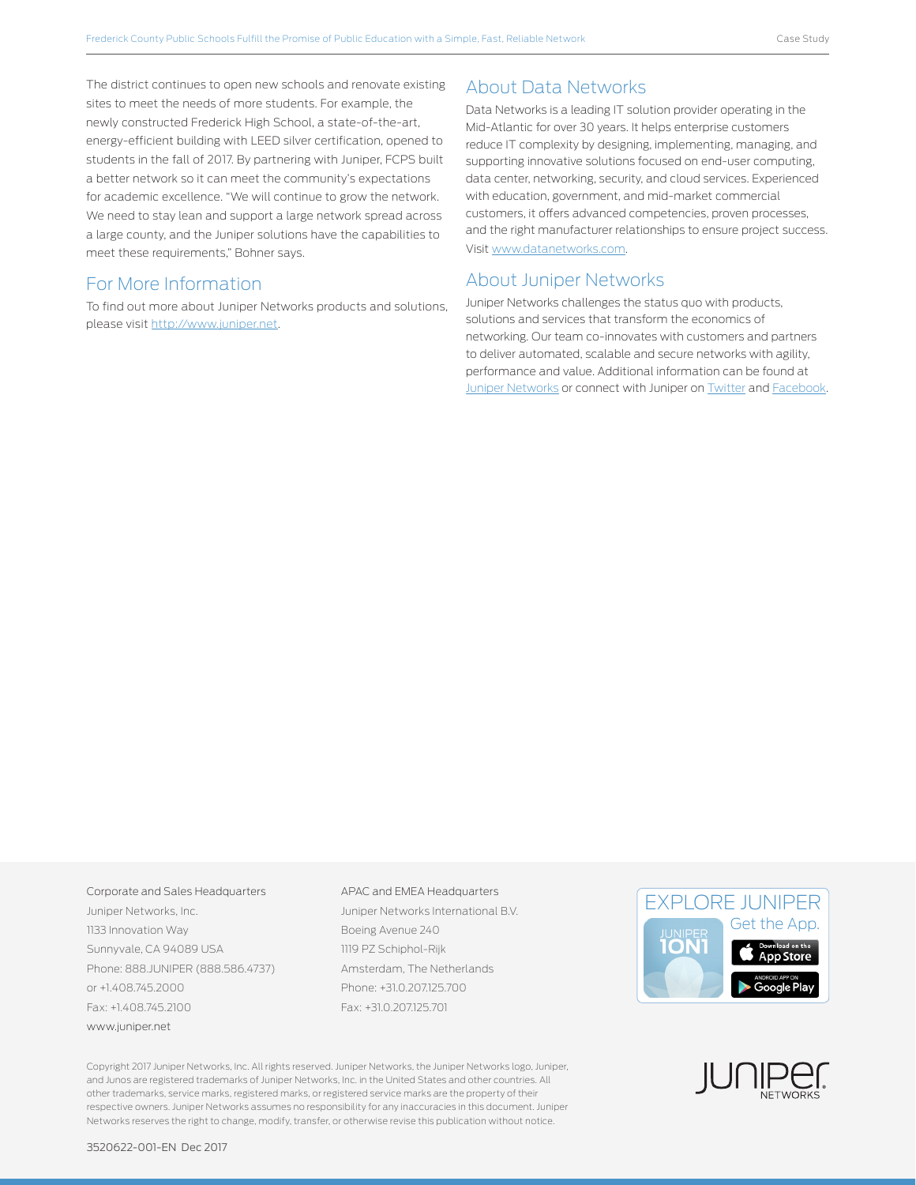The district continues to open new schools and renovate existing sites to meet the needs of more students. For example, the newly constructed Frederick High School, a state-of-the-art, energy-efficient building with LEED silver certification, opened to students in the fall of 2017. By partnering with Juniper, FCPS built a better network so it can meet the community's expectations for academic excellence. "We will continue to grow the network. We need to stay lean and support a large network spread across a large county, and the Juniper solutions have the capabilities to meet these requirements," Bohner says.

## For More Information

To find out more about Juniper Networks products and solutions, please visit http://www.juniper.net.

## About Data Networks

Data Networks is a leading IT solution provider operating in the Mid-Atlantic for over 30 years. It helps enterprise customers reduce IT complexity by designing, implementing, managing, and supporting innovative solutions focused on end-user computing, data center, networking, security, and cloud services. Experienced with education, government, and mid-market commercial customers, it offers advanced competencies, proven processes, and the right manufacturer relationships to ensure project success. Visit www.datanetworks.com.

## About Juniper Networks

Juniper Networks challenges the status quo with products, solutions and services that transform the economics of networking. Our team co-innovates with customers and partners to deliver automated, scalable and secure networks with agility, performance and value. Additional information can be found at Juniper Networks or connect with Juniper on Twitter and Facebook.

Corporate and Sales Headquarters
Juniper Networks, Inc.
1133 Innovation Way
Sunnyvale, CA 94089 USA
Phone: 888.JUNIPER (888.586.4737)
or +1.408.745.2000
Fax: +1.408.745.2100
www.juniper.net

APAC and EMEA Headquarters
Juniper Networks International B.V.
Boeing Avenue 240
1119 PZ Schiphol-Rijk
Amsterdam, The Netherlands
Phone: +31.0.207.125.700
Fax: +31.0.207.125.701

EXPLORE JUNIPER
Get the App.

Copyright 2017 Juniper Networks, Inc. All rights reserved. Juniper Networks, the Juniper Networks logo, Juniper, and Junos are registered trademarks of Juniper Networks, Inc. in the United States and other countries. All other trademarks, service marks, registered marks, or registered service marks are the property of their respective owners. Juniper Networks assumes no responsibility for any inaccuracies in this document. Juniper Networks reserves the right to change, modify, transfer, or otherwise revise this publication without notice.

3520622-001-EN Dec 2017